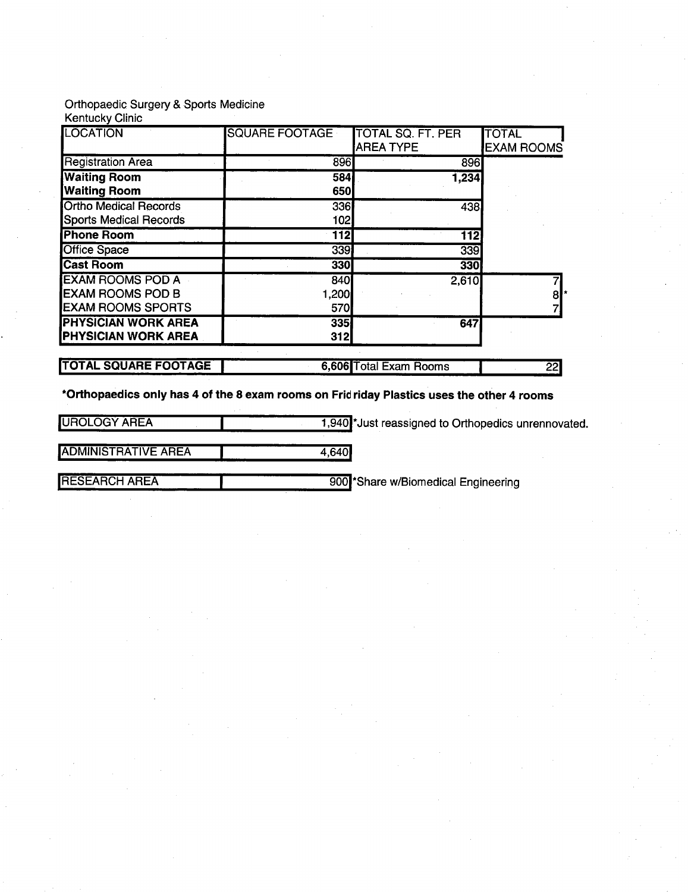Orthopaedic Surgery & Sports Medicine
Kentucky Clinic

| LOCATION | SQUARE FOOTAGE | TOTAL SQ. FT. PER AREA TYPE | TOTAL EXAM ROOMS |
|---|---|---|---|
| Registration Area | 896 | 896 | |
| **Waiting Room** | **584** | **1,234** | |
| **Waiting Room** | **650** | | |
| Ortho Medical Records | 336 | 438 | |
| Sports Medical Records | 102 | | |
| **Phone Room** | **112** | **112** | |
| Office Space | 339 | 339 | |
| **Cast Room** | **330** | **330** | |
| EXAM ROOMS POD A | 840 | 2,610 | 7 |
| EXAM ROOMS POD B | 1,200 | | 8* |
| EXAM ROOMS SPORTS | 570 | | 7 |
| **PHYSICIAN WORK AREA** | **335** | **647** | |
| **PHYSICIAN WORK AREA** | **312** | | |
| **TOTAL SQUARE FOOTAGE** | **6,606** | Total Exam Rooms | 22 |

**\*Orthopaedics only has 4 of the 8 exam rooms on Frid riday Plastics uses the other 4 rooms**

| | | |
|---|---|---|
| UROLOGY AREA | 1,940 | *Just reassigned to Orthopedics unrennovated. |
| ADMINISTRATIVE AREA | 4,640 | |
| RESEARCH AREA | 900 | *Share w/Biomedical Engineering |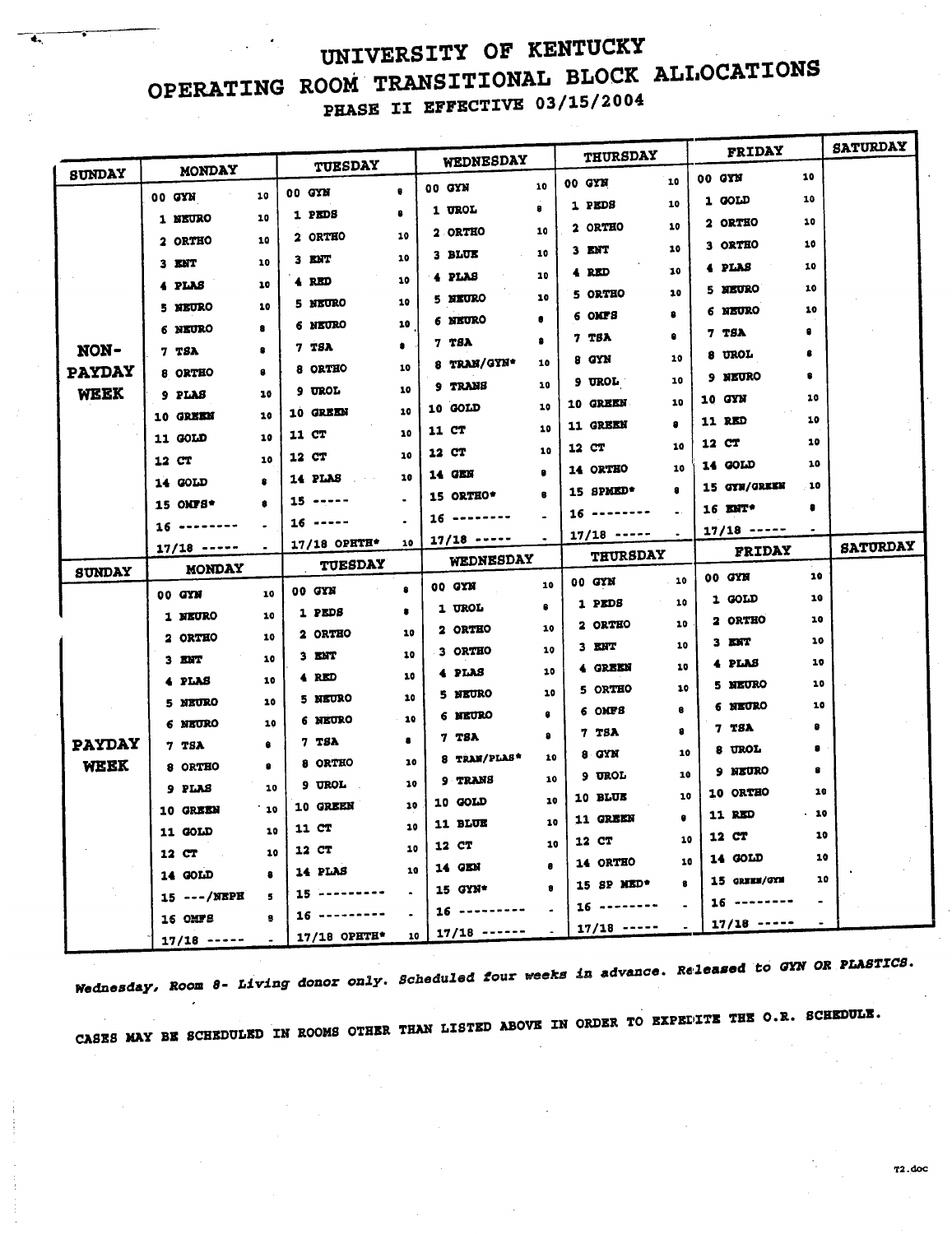# UNIVERSITY OF KENTUCKY

## OPERATING ROOM TRANSITIONAL BLOCK ALLOCATIONS

### PHASE II EFFECTIVE 03/15/2004

| SUNDAY | MONDAY | | TUESDAY | | WEDNESDAY | | THURSDAY | | FRIDAY | | SATURDAY |
|---|---|---|---|---|---|---|---|---|---|---|---|
| **NON-PAYDAY WEEK** | 00 GYN | 10 | 00 GYN | 8 | 00 GYN | 10 | 00 GYN | 10 | 00 GYN | 10 | |
| | 1 NEURO | 10 | 1 PEDS | 8 | 1 UROL | 8 | 1 PEDS | 10 | 1 GOLD | 10 | |
| | 2 ORTHO | 10 | 2 ORTHO | 10 | 2 ORTHO | 10 | 2 ORTHO | 10 | 2 ORTHO | 10 | |
| | 3 ENT | 10 | 3 ENT | 10 | 3 BLUE | 10 | 3 ENT | 10 | 3 ORTHO | 10 | |
| | 4 PLAS | 10 | 4 RED | 10 | 4 PLAS | 10 | 4 RED | 10 | 4 PLAS | 10 | |
| | 5 NEURO | 10 | 5 NEURO | 10 | 5 NEURO | 10 | 5 ORTHO | 10 | 5 NEURO | 10 | |
| | 6 NEURO | 8 | 6 NEURO | 10 | 6 NEURO | 8 | 6 OMFS | 8 | 6 NEURO | 10 | |
| | 7 TSA | 8 | 7 TSA | 8 | 7 TSA | 8 | 7 TSA | 8 | 7 TSA | 8 | |
| | 8 ORTHO | 8 | 8 ORTHO | 10 | 8 TRAN/GYN* | 10 | 8 GYN | 10 | 8 UROL | 8 | |
| | 9 PLAS | 10 | 9 UROL | 10 | 9 TRANS | 10 | 9 UROL | 10 | 9 NEURO | 8 | |
| | 10 GREEN | 10 | 10 GREEN | 10 | 10 GOLD | 10 | 10 GREEN | 10 | 10 GYN | 10 | |
| | 11 GOLD | 10 | 11 CT | 10 | 11 CT | 10 | 11 GREEN | 8 | 11 RED | 10 | |
| | 12 CT | 10 | 12 CT | 10 | 12 CT | 10 | 12 CT | 10 | 12 CT | 10 | |
| | 14 GOLD | 8 | 14 PLAS | 10 | 14 GEN | 8 | 14 ORTHO | 10 | 14 GOLD | 10 | |
| | 15 OMFS* | 8 | 15 ----- | - | 15 ORTHO* | 8 | 15 SPMED* | 8 | 15 GYN/GREEN | 10 | |
| | 16 -------- | - | 16 ----- | - | 16 -------- | - | 16 -------- | - | 16 ENT* | 8 | |
| | 17/18 ----- | - | 17/18 OPHTH* | 10 | 17/18 ----- | - | 17/18 ----- | - | 17/18 ----- | - | |
| **SUNDAY** | **MONDAY** | | **TUESDAY** | | **WEDNESDAY** | | **THURSDAY** | | **FRIDAY** | | **SATURDAY** |
| **PAYDAY WEEK** | 00 GYN | 10 | 00 GYN | 8 | 00 GYN | 10 | 00 GYN | 10 | 00 GYN | 10 | |
| | 1 NEURO | 10 | 1 PEDS | 8 | 1 UROL | 8 | 1 PEDS | 10 | 1 GOLD | 10 | |
| | 2 ORTHO | 10 | 2 ORTHO | 10 | 2 ORTHO | 10 | 2 ORTHO | 10 | 2 ORTHO | 10 | |
| | 3 ENT | 10 | 3 ENT | 10 | 3 ORTHO | 10 | 3 ENT | 10 | 3 ENT | 10 | |
| | 4 PLAS | 10 | 4 RED | 10 | 4 PLAS | 10 | 4 GREEN | 10 | 4 PLAS | 10 | |
| | 5 NEURO | 10 | 5 NEURO | 10 | 5 NEURO | 10 | 5 ORTHO | 10 | 5 NEURO | 10 | |
| | 6 NEURO | 10 | 6 NEURO | 10 | 6 NEURO | 8 | 6 OMFS | 8 | 6 NEURO | 10 | |
| | 7 TSA | 8 | 7 TSA | 8 | 7 TSA | 8 | 7 TSA | 8 | 7 TSA | 8 | |
| | 8 ORTHO | 8 | 8 ORTHO | 10 | 8 TRAN/PLAS* | 10 | 8 GYN | 10 | 8 UROL | 8 | |
| | 9 PLAS | 10 | 9 UROL | 10 | 9 TRANS | 10 | 9 UROL | 10 | 9 NEURO | 8 | |
| | 10 GREEN | 10 | 10 GREEN | 10 | 10 GOLD | 10 | 10 BLUE | 10 | 10 ORTHO | 10 | |
| | 11 GOLD | 10 | 11 CT | 10 | 11 BLUE | 10 | 11 GREEN | 8 | 11 RED | 10 | |
| | 12 CT | 10 | 12 CT | 10 | 12 CT | 10 | 12 CT | 10 | 12 CT | 10 | |
| | 14 GOLD | 8 | 14 PLAS | 10 | 14 GEN | 8 | 14 ORTHO | 10 | 14 GOLD | 10 | |
| | 15 ---/NEPH | 5 | 15 --------- | - | 15 GYN* | 8 | 15 SP MED* | 8 | 15 GREEN/GYN | 10 | |
| | 16 OMFS | 8 | 16 --------- | - | 16 --------- | - | 16 -------- | - | 16 -------- | - | |
| | 17/18 ----- | - | 17/18 OPHTH* | 10 | 17/18 ------ | - | 17/18 ----- | - | 17/18 ----- | - | |

*Wednesday, Room 8- Living donor only. Scheduled four weeks in advance. Released to GYN OR PLASTICS.*

CASES MAY BE SCHEDULED IN ROOMS OTHER THAN LISTED ABOVE IN ORDER TO EXPEDITE THE O.R. SCHEDULE.

T2.doc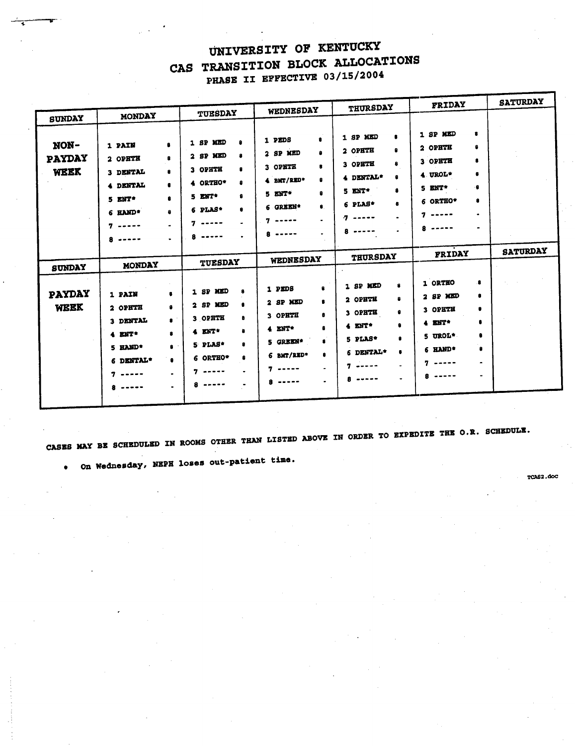# UNIVERSITY OF KENTUCKY
## CAS TRANSITION BLOCK ALLOCATIONS
### PHASE II EFFECTIVE 03/15/2004

| SUNDAY | MONDAY | TUESDAY | WEDNESDAY | THURSDAY | FRIDAY | SATURDAY |
|---|---|---|---|---|---|---|
| **NON-PAYDAY WEEK** | 1 PAIN 8 | 1 SP MED 8 | 1 PEDS 8 | 1 SP MED 8 | 1 SP MED 8 | |
| | 2 OPHTH 8 | 2 SP MED 8 | 2 SP MED 8 | 2 OPHTH 8 | 2 OPHTH 8 | |
| | 3 DENTAL 8 | 3 OPHTH 8 | 3 OPHTH 8 | 3 OPHTH 8 | 3 OPHTH 8 | |
| | 4 DENTAL 8 | 4 ORTHO* 8 | 4 BMT/RED* 8 | 4 DENTAL* 8 | 4 UROL* 8 | |
| | 5 ENT* 8 | 5 ENT* 8 | 5 ENT* 8 | 5 ENT* 8 | 5 ENT* 8 | |
| | 6 HAND* 8 | 6 PLAS* 8 | 6 GREEN* 8 | 6 PLAS* 8 | 6 ORTHO* 8 | |
| | 7 ----- - | 7 ----- - | 7 ----- - | 7 ----- - | 7 ----- - | |
| | 8 ----- - | 8 ----- - | 8 ----- - | 8 ----- - | 8 ----- - | |

| SUNDAY | MONDAY | TUESDAY | WEDNESDAY | THURSDAY | FRIDAY | SATURDAY |
|---|---|---|---|---|---|---|
| **PAYDAY WEEK** | 1 PAIN 8 | 1 SP MED 8 | 1 PEDS 8 | 1 SP MED 8 | 1 ORTHO 8 | |
| | 2 OPHTH 8 | 2 SP MED 8 | 2 SP MED 8 | 2 OPHTH 8 | 2 SP MED 8 | |
| | 3 DENTAL 8 | 3 OPHTH 8 | 3 OPHTH 8 | 3 OPHTH 8 | 3 OPHTH 8 | |
| | 4 ENT* 8 | 4 ENT* 8 | 4 ENT* 8 | 4 ENT* 8 | 4 ENT* 8 | |
| | 5 HAND* 8 | 5 PLAS* 8 | 5 GREEN* 8 | 5 PLAS* 8 | 5 UROL* 8 | |
| | 6 DENTAL* 8 | 6 ORTHO* 8 | 6 BMT/RED* 8 | 6 DENTAL* 8 | 6 HAND* 8 | |
| | 7 ----- - | 7 ----- - | 7 ----- - | 7 ----- - | 7 ----- - | |
| | 8 ----- - | 8 ----- - | 8 ----- - | 8 ----- - | 8 ----- - | |

CASES MAY BE SCHEDULED IN ROOMS OTHER THAN LISTED ABOVE IN ORDER TO EXPEDITE THE O.R. SCHEDULE.

- On Wednesday, NEPH loses out-patient time.

TCAS2.doc